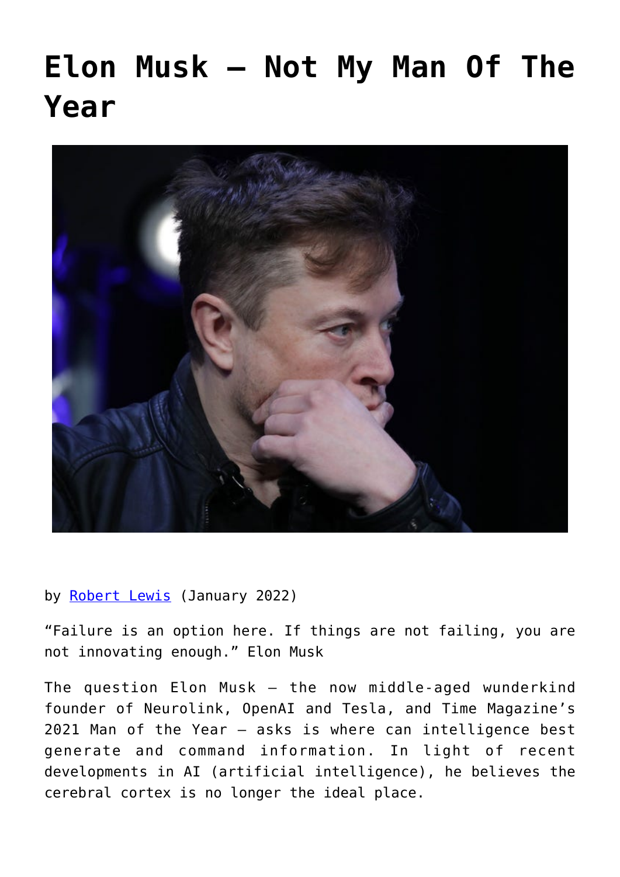# Elon Musk – Not My Man Of The Year

by [Robert Lewis](Robert Lewis) (January 2022)

"Failure is an option here. If things are not failing, you are not innovating enough." Elon Musk

The question Elon Musk – the now middle-aged wunderkind founder of Neurolink, OpenAI and Tesla, and Time Magazine's 2021 Man of the Year – asks is where can intelligence best generate and command information. In light of recent developments in AI (artificial intelligence), he believes the cerebral cortex is no longer the ideal place.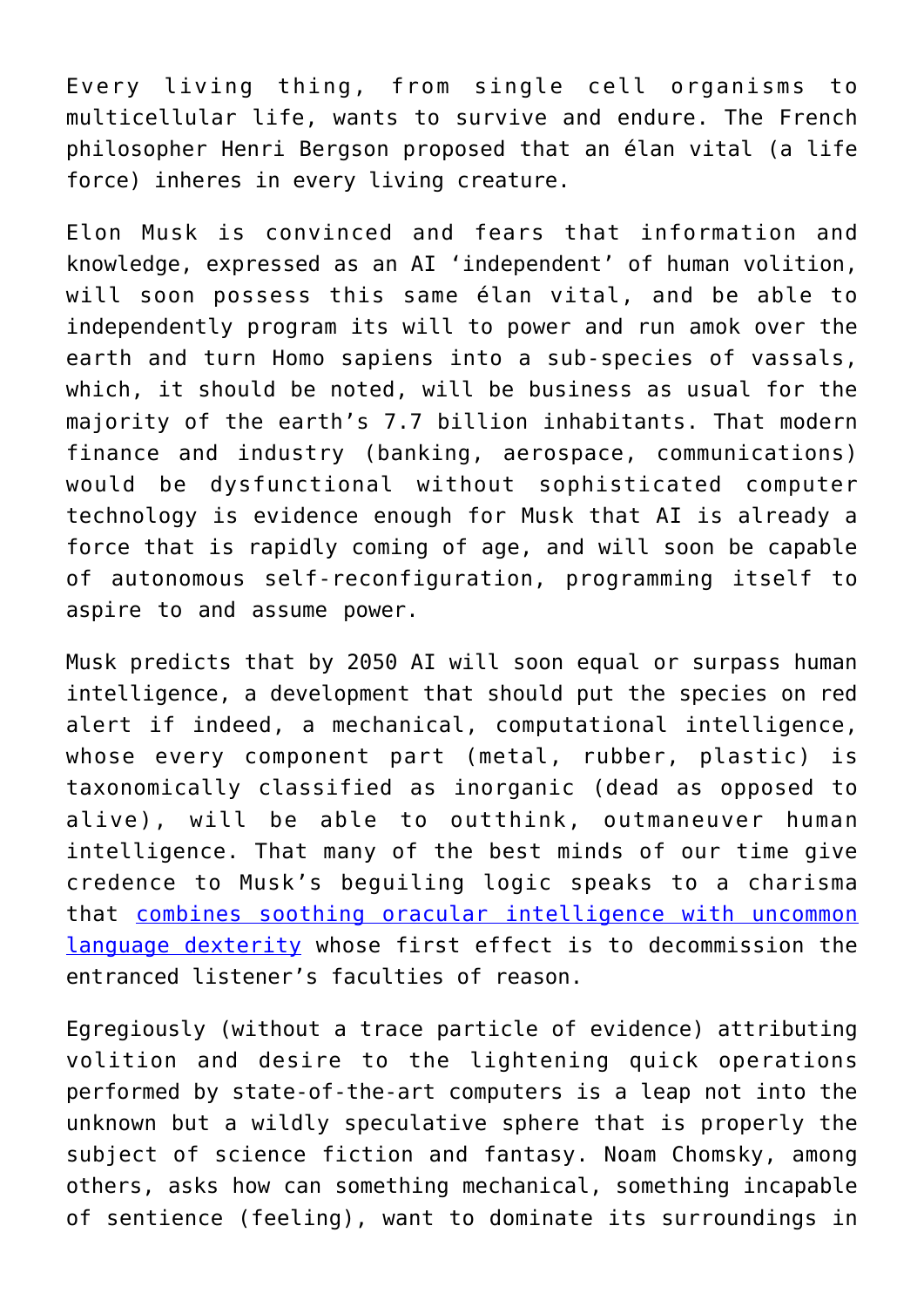Every living thing, from single cell organisms to multicellular life, wants to survive and endure. The French philosopher Henri Bergson proposed that an élan vital (a life force) inheres in every living creature.

Elon Musk is convinced and fears that information and knowledge, expressed as an AI 'independent' of human volition, will soon possess this same élan vital, and be able to independently program its will to power and run amok over the earth and turn Homo sapiens into a sub-species of vassals, which, it should be noted, will be business as usual for the majority of the earth's 7.7 billion inhabitants. That modern finance and industry (banking, aerospace, communications) would be dysfunctional without sophisticated computer technology is evidence enough for Musk that AI is already a force that is rapidly coming of age, and will soon be capable of autonomous self-reconfiguration, programming itself to aspire to and assume power.

Musk predicts that by 2050 AI will soon equal or surpass human intelligence, a development that should put the species on red alert if indeed, a mechanical, computational intelligence, whose every component part (metal, rubber, plastic) is taxonomically classified as inorganic (dead as opposed to alive), will be able to outthink, outmaneuver human intelligence. That many of the best minds of our time give credence to Musk's beguiling logic speaks to a charisma that combines soothing oracular intelligence with uncommon language dexterity whose first effect is to decommission the entranced listener's faculties of reason.

Egregiously (without a trace particle of evidence) attributing volition and desire to the lightening quick operations performed by state-of-the-art computers is a leap not into the unknown but a wildly speculative sphere that is properly the subject of science fiction and fantasy. Noam Chomsky, among others, asks how can something mechanical, something incapable of sentience (feeling), want to dominate its surroundings in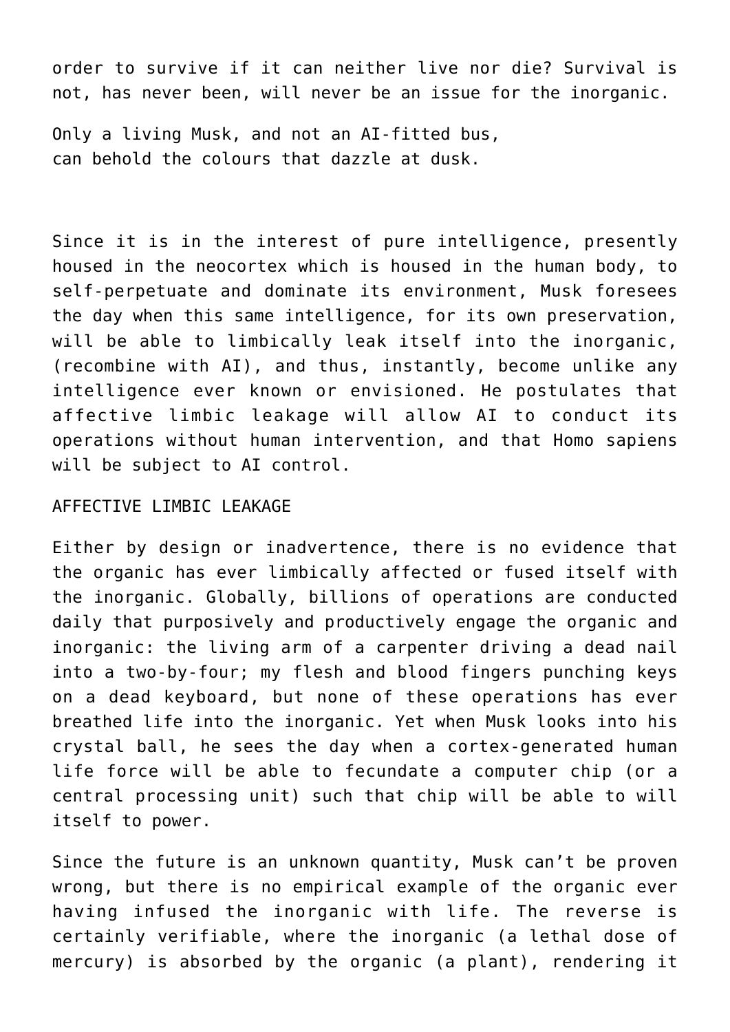order to survive if it can neither live nor die? Survival is not, has never been, will never be an issue for the inorganic.

Only a living Musk, and not an AI-fitted bus,
can behold the colours that dazzle at dusk.

Since it is in the interest of pure intelligence, presently housed in the neocortex which is housed in the human body, to self-perpetuate and dominate its environment, Musk foresees the day when this same intelligence, for its own preservation, will be able to limbically leak itself into the inorganic, (recombine with AI), and thus, instantly, become unlike any intelligence ever known or envisioned. He postulates that affective limbic leakage will allow AI to conduct its operations without human intervention, and that Homo sapiens will be subject to AI control.

## AFFECTIVE LIMBIC LEAKAGE

Either by design or inadvertence, there is no evidence that the organic has ever limbically affected or fused itself with the inorganic. Globally, billions of operations are conducted daily that purposively and productively engage the organic and inorganic: the living arm of a carpenter driving a dead nail into a two-by-four; my flesh and blood fingers punching keys on a dead keyboard, but none of these operations has ever breathed life into the inorganic. Yet when Musk looks into his crystal ball, he sees the day when a cortex-generated human life force will be able to fecundate a computer chip (or a central processing unit) such that chip will be able to will itself to power.

Since the future is an unknown quantity, Musk can't be proven wrong, but there is no empirical example of the organic ever having infused the inorganic with life. The reverse is certainly verifiable, where the inorganic (a lethal dose of mercury) is absorbed by the organic (a plant), rendering it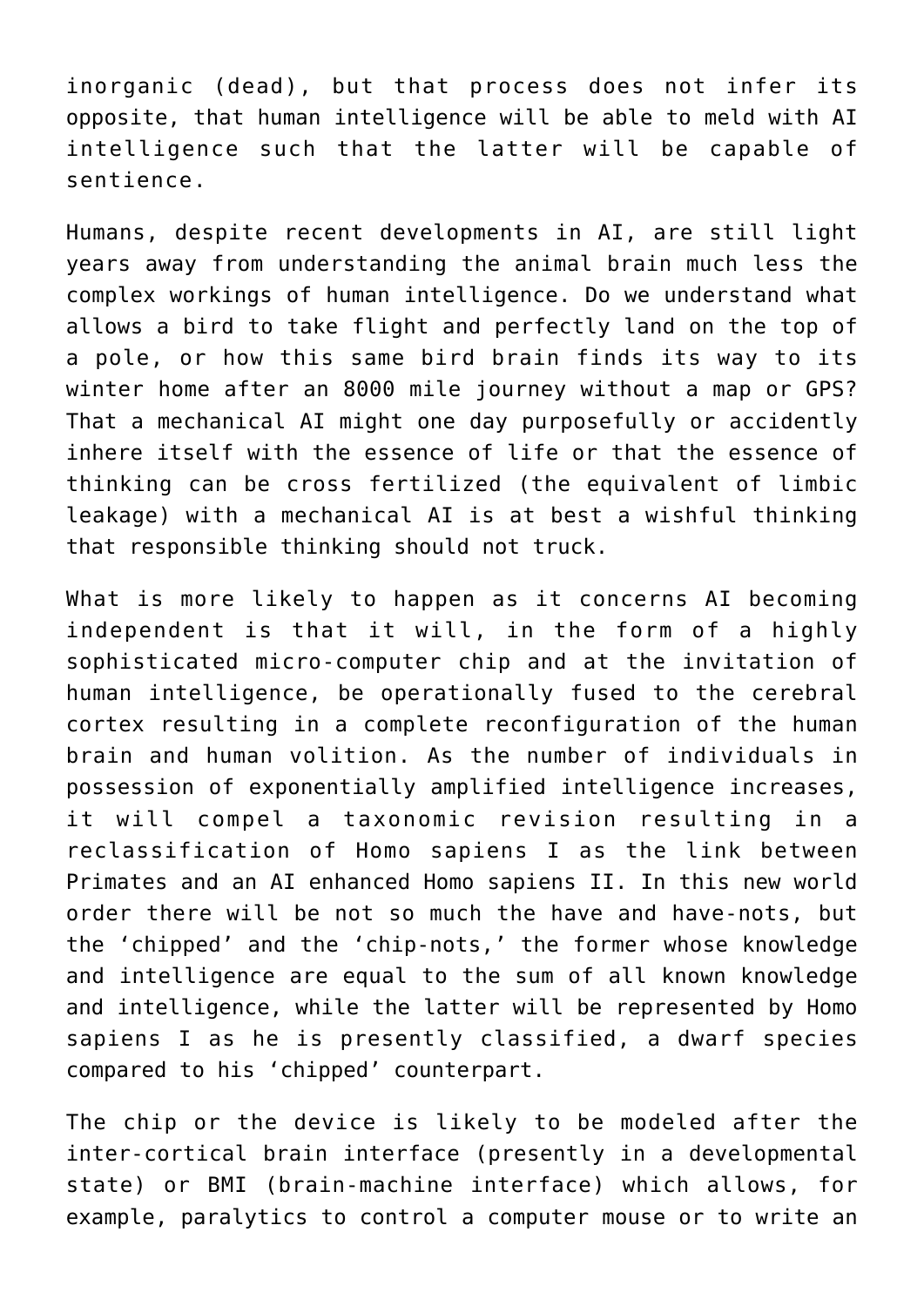inorganic (dead), but that process does not infer its opposite, that human intelligence will be able to meld with AI intelligence such that the latter will be capable of sentience.

Humans, despite recent developments in AI, are still light years away from understanding the animal brain much less the complex workings of human intelligence. Do we understand what allows a bird to take flight and perfectly land on the top of a pole, or how this same bird brain finds its way to its winter home after an 8000 mile journey without a map or GPS? That a mechanical AI might one day purposefully or accidently inhere itself with the essence of life or that the essence of thinking can be cross fertilized (the equivalent of limbic leakage) with a mechanical AI is at best a wishful thinking that responsible thinking should not truck.

What is more likely to happen as it concerns AI becoming independent is that it will, in the form of a highly sophisticated micro-computer chip and at the invitation of human intelligence, be operationally fused to the cerebral cortex resulting in a complete reconfiguration of the human brain and human volition. As the number of individuals in possession of exponentially amplified intelligence increases, it will compel a taxonomic revision resulting in a reclassification of Homo sapiens I as the link between Primates and an AI enhanced Homo sapiens II. In this new world order there will be not so much the have and have-nots, but the 'chipped' and the 'chip-nots,' the former whose knowledge and intelligence are equal to the sum of all known knowledge and intelligence, while the latter will be represented by Homo sapiens I as he is presently classified, a dwarf species compared to his 'chipped' counterpart.

The chip or the device is likely to be modeled after the inter-cortical brain interface (presently in a developmental state) or BMI (brain-machine interface) which allows, for example, paralytics to control a computer mouse or to write an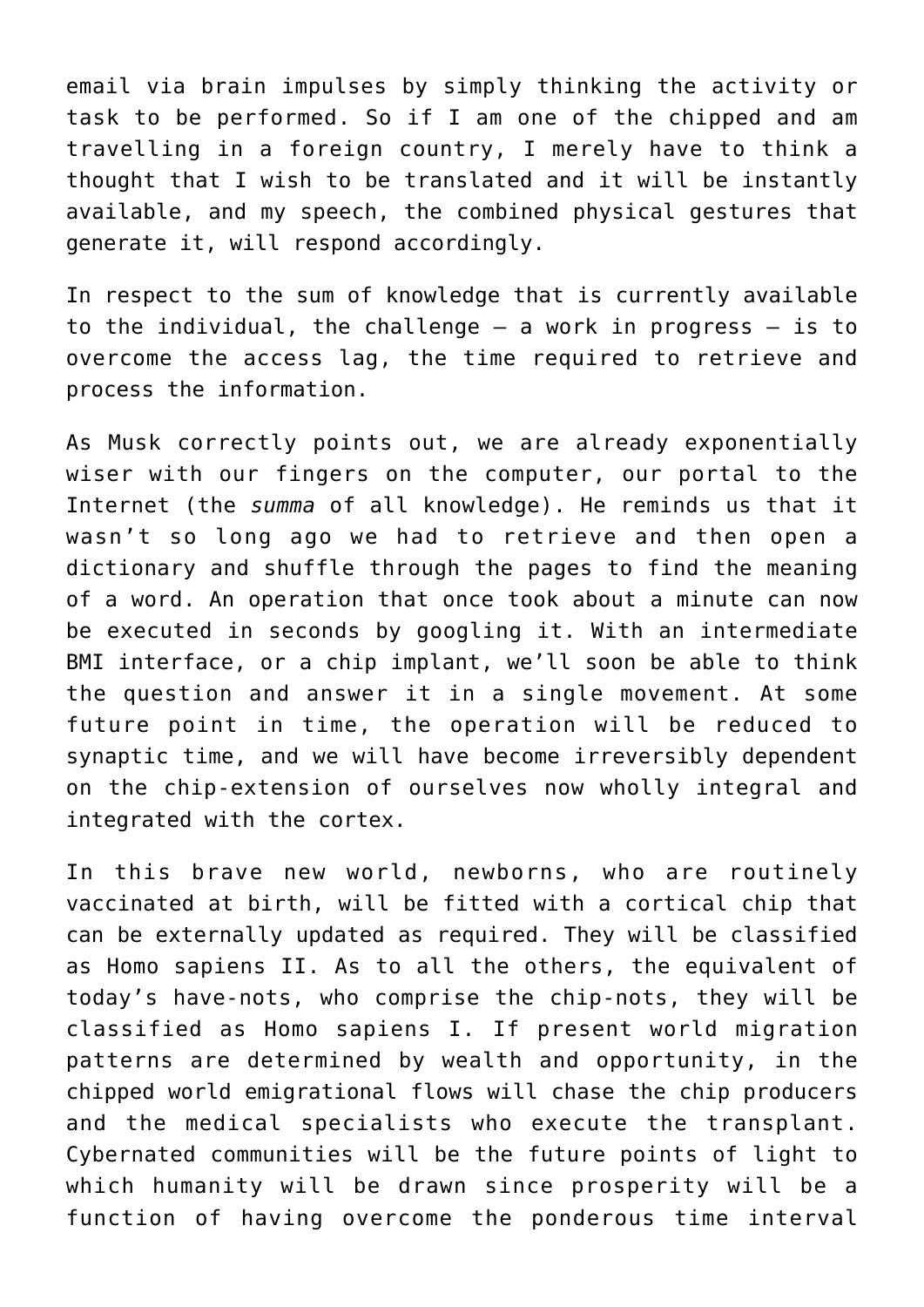email via brain impulses by simply thinking the activity or task to be performed. So if I am one of the chipped and am travelling in a foreign country, I merely have to think a thought that I wish to be translated and it will be instantly available, and my speech, the combined physical gestures that generate it, will respond accordingly.

In respect to the sum of knowledge that is currently available to the individual, the challenge – a work in progress – is to overcome the access lag, the time required to retrieve and process the information.

As Musk correctly points out, we are already exponentially wiser with our fingers on the computer, our portal to the Internet (the *summa* of all knowledge). He reminds us that it wasn't so long ago we had to retrieve and then open a dictionary and shuffle through the pages to find the meaning of a word. An operation that once took about a minute can now be executed in seconds by googling it. With an intermediate BMI interface, or a chip implant, we'll soon be able to think the question and answer it in a single movement. At some future point in time, the operation will be reduced to synaptic time, and we will have become irreversibly dependent on the chip-extension of ourselves now wholly integral and integrated with the cortex.

In this brave new world, newborns, who are routinely vaccinated at birth, will be fitted with a cortical chip that can be externally updated as required. They will be classified as Homo sapiens II. As to all the others, the equivalent of today's have-nots, who comprise the chip-nots, they will be classified as Homo sapiens I. If present world migration patterns are determined by wealth and opportunity, in the chipped world emigrational flows will chase the chip producers and the medical specialists who execute the transplant. Cybernated communities will be the future points of light to which humanity will be drawn since prosperity will be a function of having overcome the ponderous time interval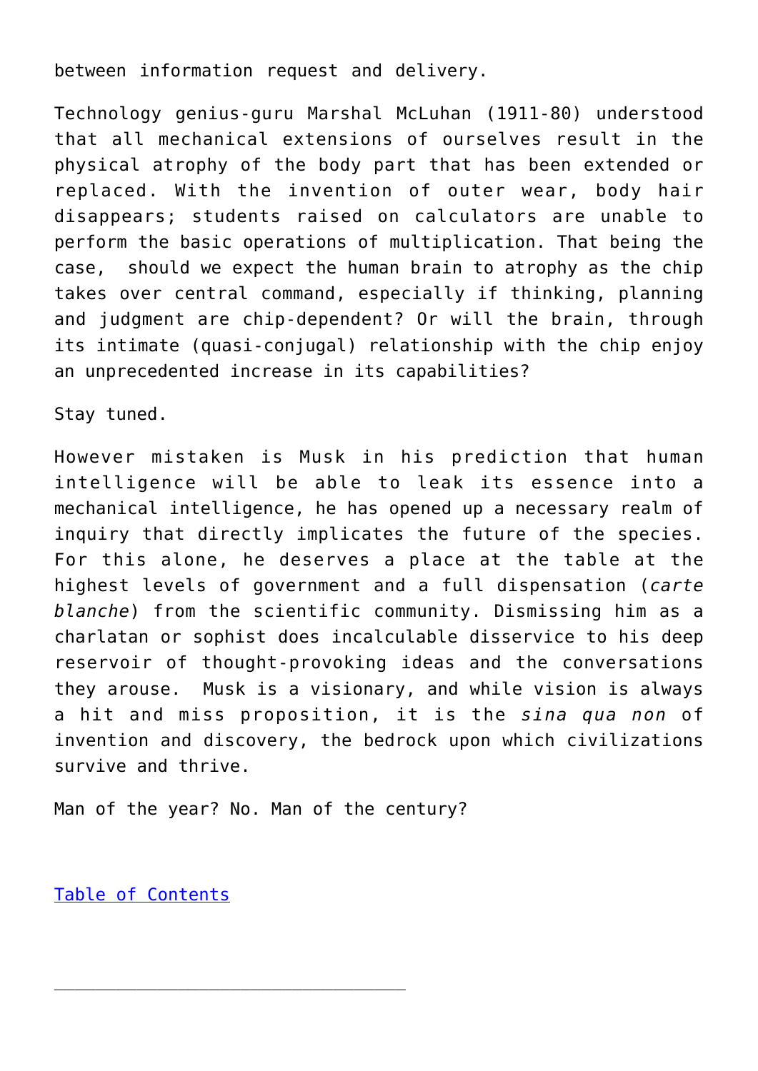between information request and delivery.

Technology genius-guru Marshal McLuhan (1911-80) understood that all mechanical extensions of ourselves result in the physical atrophy of the body part that has been extended or replaced. With the invention of outer wear, body hair disappears; students raised on calculators are unable to perform the basic operations of multiplication. That being the case, should we expect the human brain to atrophy as the chip takes over central command, especially if thinking, planning and judgment are chip-dependent? Or will the brain, through its intimate (quasi-conjugal) relationship with the chip enjoy an unprecedented increase in its capabilities?

Stay tuned.

However mistaken is Musk in his prediction that human intelligence will be able to leak its essence into a mechanical intelligence, he has opened up a necessary realm of inquiry that directly implicates the future of the species. For this alone, he deserves a place at the table at the highest levels of government and a full dispensation (*carte blanche*) from the scientific community. Dismissing him as a charlatan or sophist does incalculable disservice to his deep reservoir of thought-provoking ideas and the conversations they arouse. Musk is a visionary, and while vision is always a hit and miss proposition, it is the *sina qua non* of invention and discovery, the bedrock upon which civilizations survive and thrive.

Man of the year? No. Man of the century?

Table of Contents

---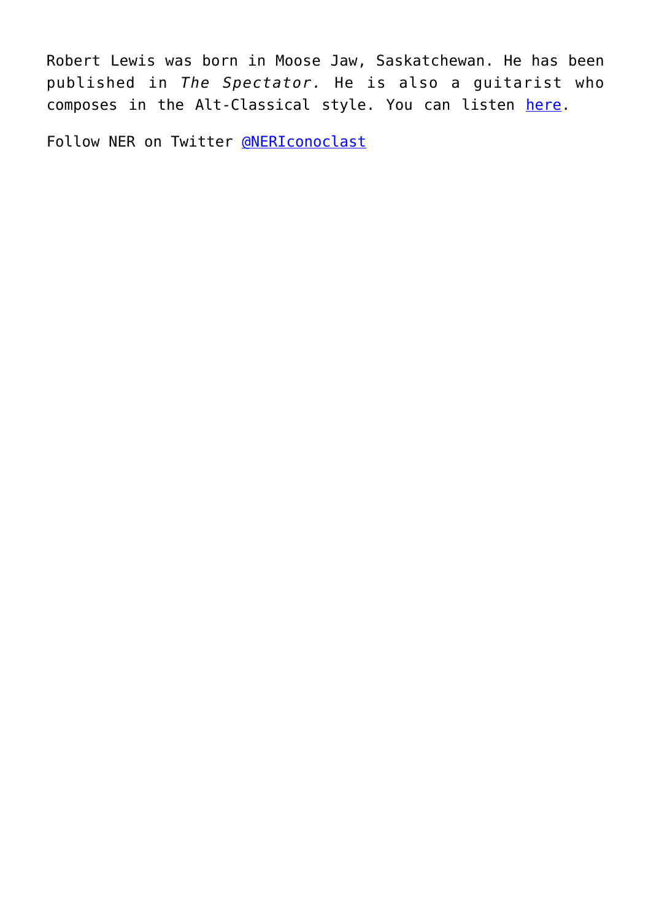Robert Lewis was born in Moose Jaw, Saskatchewan. He has been published in *The Spectator.* He is also a guitarist who composes in the Alt-Classical style. You can listen here.

Follow NER on Twitter @NERIconoclast